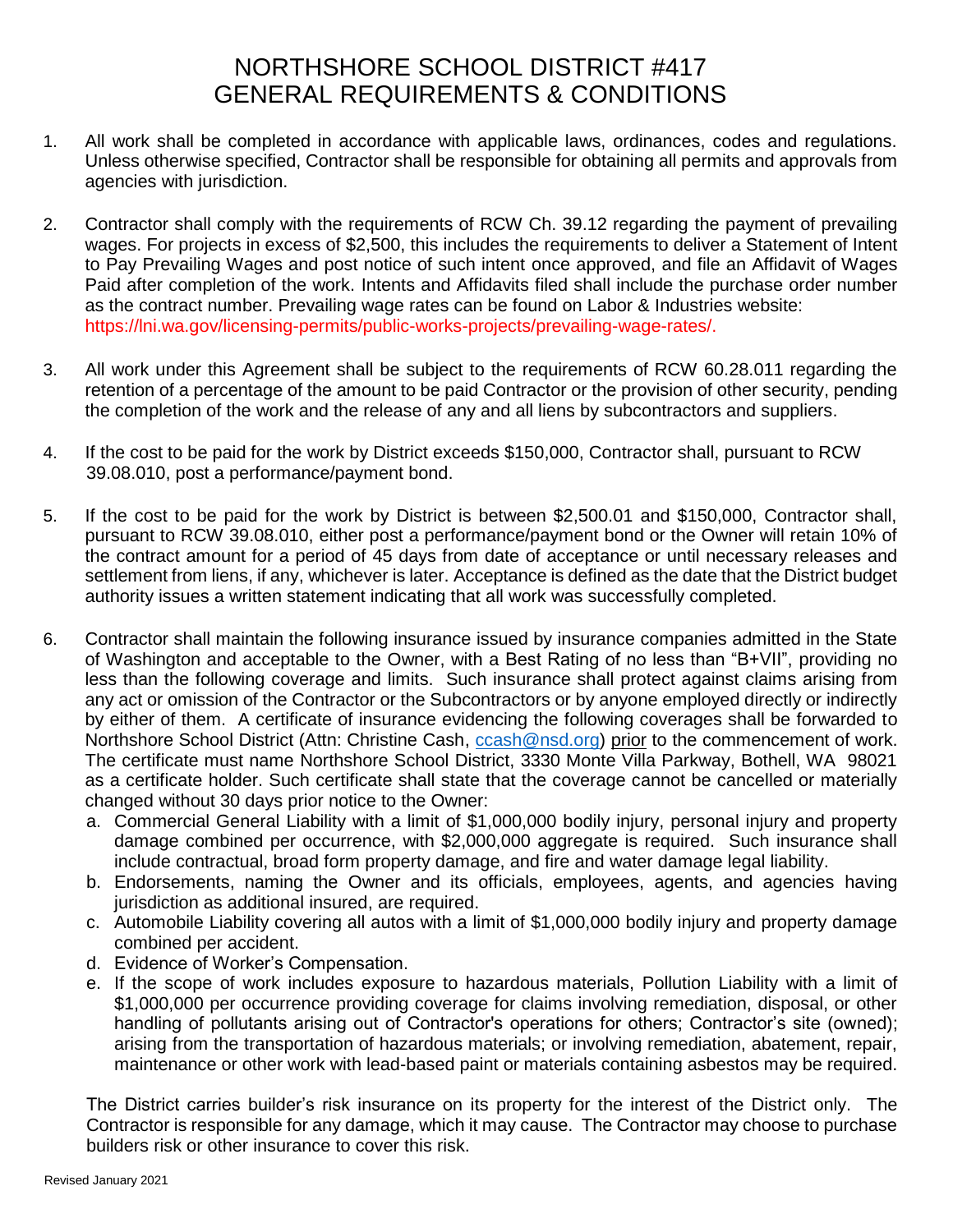# NORTHSHORE SCHOOL DISTRICT #417
# GENERAL REQUIREMENTS & CONDITIONS

1. All work shall be completed in accordance with applicable laws, ordinances, codes and regulations. Unless otherwise specified, Contractor shall be responsible for obtaining all permits and approvals from agencies with jurisdiction.

2. Contractor shall comply with the requirements of RCW Ch. 39.12 regarding the payment of prevailing wages. For projects in excess of $2,500, this includes the requirements to deliver a Statement of Intent to Pay Prevailing Wages and post notice of such intent once approved, and file an Affidavit of Wages Paid after completion of the work. Intents and Affidavits filed shall include the purchase order number as the contract number. Prevailing wage rates can be found on Labor & Industries website: https://lni.wa.gov/licensing-permits/public-works-projects/prevailing-wage-rates/.

3. All work under this Agreement shall be subject to the requirements of RCW 60.28.011 regarding the retention of a percentage of the amount to be paid Contractor or the provision of other security, pending the completion of the work and the release of any and all liens by subcontractors and suppliers.

4. If the cost to be paid for the work by District exceeds $150,000, Contractor shall, pursuant to RCW 39.08.010, post a performance/payment bond.

5. If the cost to be paid for the work by District is between $2,500.01 and $150,000, Contractor shall, pursuant to RCW 39.08.010, either post a performance/payment bond or the Owner will retain 10% of the contract amount for a period of 45 days from date of acceptance or until necessary releases and settlement from liens, if any, whichever is later. Acceptance is defined as the date that the District budget authority issues a written statement indicating that all work was successfully completed.

6. Contractor shall maintain the following insurance issued by insurance companies admitted in the State of Washington and acceptable to the Owner, with a Best Rating of no less than "B+VII", providing no less than the following coverage and limits. Such insurance shall protect against claims arising from any act or omission of the Contractor or the Subcontractors or by anyone employed directly or indirectly by either of them. A certificate of insurance evidencing the following coverages shall be forwarded to Northshore School District (Attn: Christine Cash, ccash@nsd.org) prior to the commencement of work. The certificate must name Northshore School District, 3330 Monte Villa Parkway, Bothell, WA 98021 as a certificate holder. Such certificate shall state that the coverage cannot be cancelled or materially changed without 30 days prior notice to the Owner:
   a. Commercial General Liability with a limit of $1,000,000 bodily injury, personal injury and property damage combined per occurrence, with $2,000,000 aggregate is required. Such insurance shall include contractual, broad form property damage, and fire and water damage legal liability.
   b. Endorsements, naming the Owner and its officials, employees, agents, and agencies having jurisdiction as additional insured, are required.
   c. Automobile Liability covering all autos with a limit of $1,000,000 bodily injury and property damage combined per accident.
   d. Evidence of Worker's Compensation.
   e. If the scope of work includes exposure to hazardous materials, Pollution Liability with a limit of $1,000,000 per occurrence providing coverage for claims involving remediation, disposal, or other handling of pollutants arising out of Contractor's operations for others; Contractor's site (owned); arising from the transportation of hazardous materials; or involving remediation, abatement, repair, maintenance or other work with lead-based paint or materials containing asbestos may be required.

   The District carries builder's risk insurance on its property for the interest of the District only. The Contractor is responsible for any damage, which it may cause. The Contractor may choose to purchase builders risk or other insurance to cover this risk.

Revised January 2021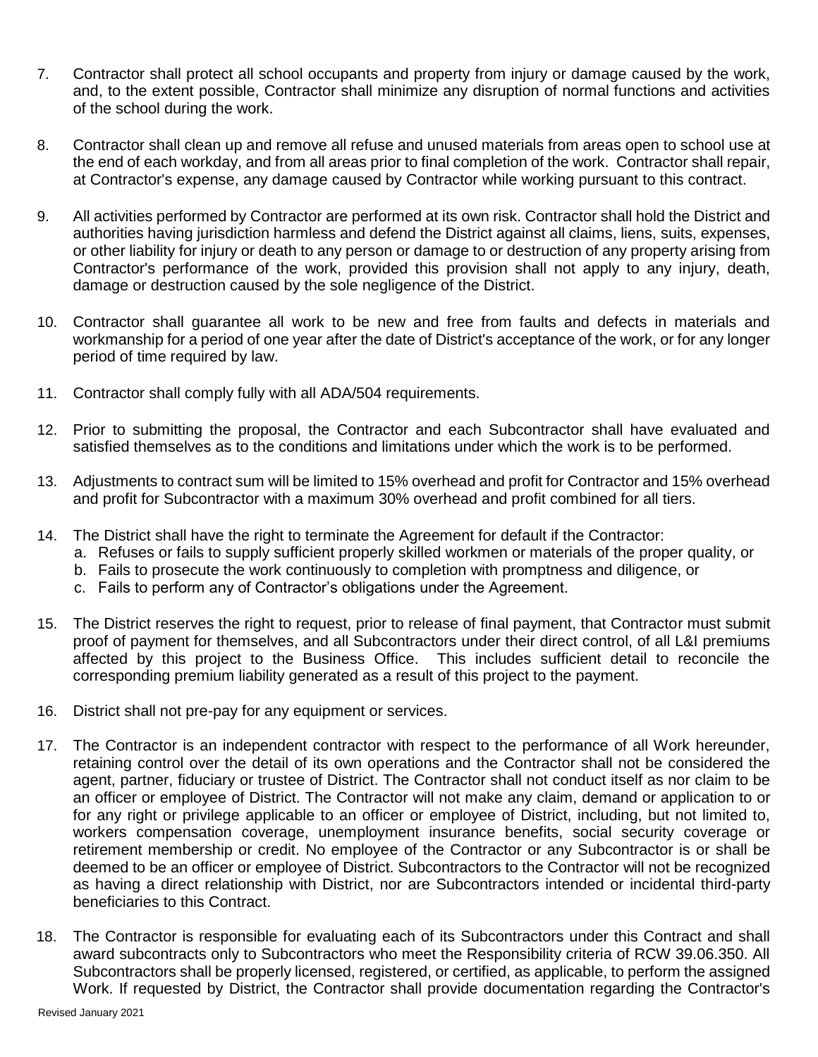7. Contractor shall protect all school occupants and property from injury or damage caused by the work, and, to the extent possible, Contractor shall minimize any disruption of normal functions and activities of the school during the work.

8. Contractor shall clean up and remove all refuse and unused materials from areas open to school use at the end of each workday, and from all areas prior to final completion of the work. Contractor shall repair, at Contractor's expense, any damage caused by Contractor while working pursuant to this contract.

9. All activities performed by Contractor are performed at its own risk. Contractor shall hold the District and authorities having jurisdiction harmless and defend the District against all claims, liens, suits, expenses, or other liability for injury or death to any person or damage to or destruction of any property arising from Contractor's performance of the work, provided this provision shall not apply to any injury, death, damage or destruction caused by the sole negligence of the District.

10. Contractor shall guarantee all work to be new and free from faults and defects in materials and workmanship for a period of one year after the date of District's acceptance of the work, or for any longer period of time required by law.

11. Contractor shall comply fully with all ADA/504 requirements.

12. Prior to submitting the proposal, the Contractor and each Subcontractor shall have evaluated and satisfied themselves as to the conditions and limitations under which the work is to be performed.

13. Adjustments to contract sum will be limited to 15% overhead and profit for Contractor and 15% overhead and profit for Subcontractor with a maximum 30% overhead and profit combined for all tiers.

14. The District shall have the right to terminate the Agreement for default if the Contractor:
    a. Refuses or fails to supply sufficient properly skilled workmen or materials of the proper quality, or
    b. Fails to prosecute the work continuously to completion with promptness and diligence, or
    c. Fails to perform any of Contractor's obligations under the Agreement.

15. The District reserves the right to request, prior to release of final payment, that Contractor must submit proof of payment for themselves, and all Subcontractors under their direct control, of all L&I premiums affected by this project to the Business Office. This includes sufficient detail to reconcile the corresponding premium liability generated as a result of this project to the payment.

16. District shall not pre-pay for any equipment or services.

17. The Contractor is an independent contractor with respect to the performance of all Work hereunder, retaining control over the detail of its own operations and the Contractor shall not be considered the agent, partner, fiduciary or trustee of District. The Contractor shall not conduct itself as nor claim to be an officer or employee of District. The Contractor will not make any claim, demand or application to or for any right or privilege applicable to an officer or employee of District, including, but not limited to, workers compensation coverage, unemployment insurance benefits, social security coverage or retirement membership or credit. No employee of the Contractor or any Subcontractor is or shall be deemed to be an officer or employee of District. Subcontractors to the Contractor will not be recognized as having a direct relationship with District, nor are Subcontractors intended or incidental third-party beneficiaries to this Contract.

18. The Contractor is responsible for evaluating each of its Subcontractors under this Contract and shall award subcontracts only to Subcontractors who meet the Responsibility criteria of RCW 39.06.350. All Subcontractors shall be properly licensed, registered, or certified, as applicable, to perform the assigned Work. If requested by District, the Contractor shall provide documentation regarding the Contractor's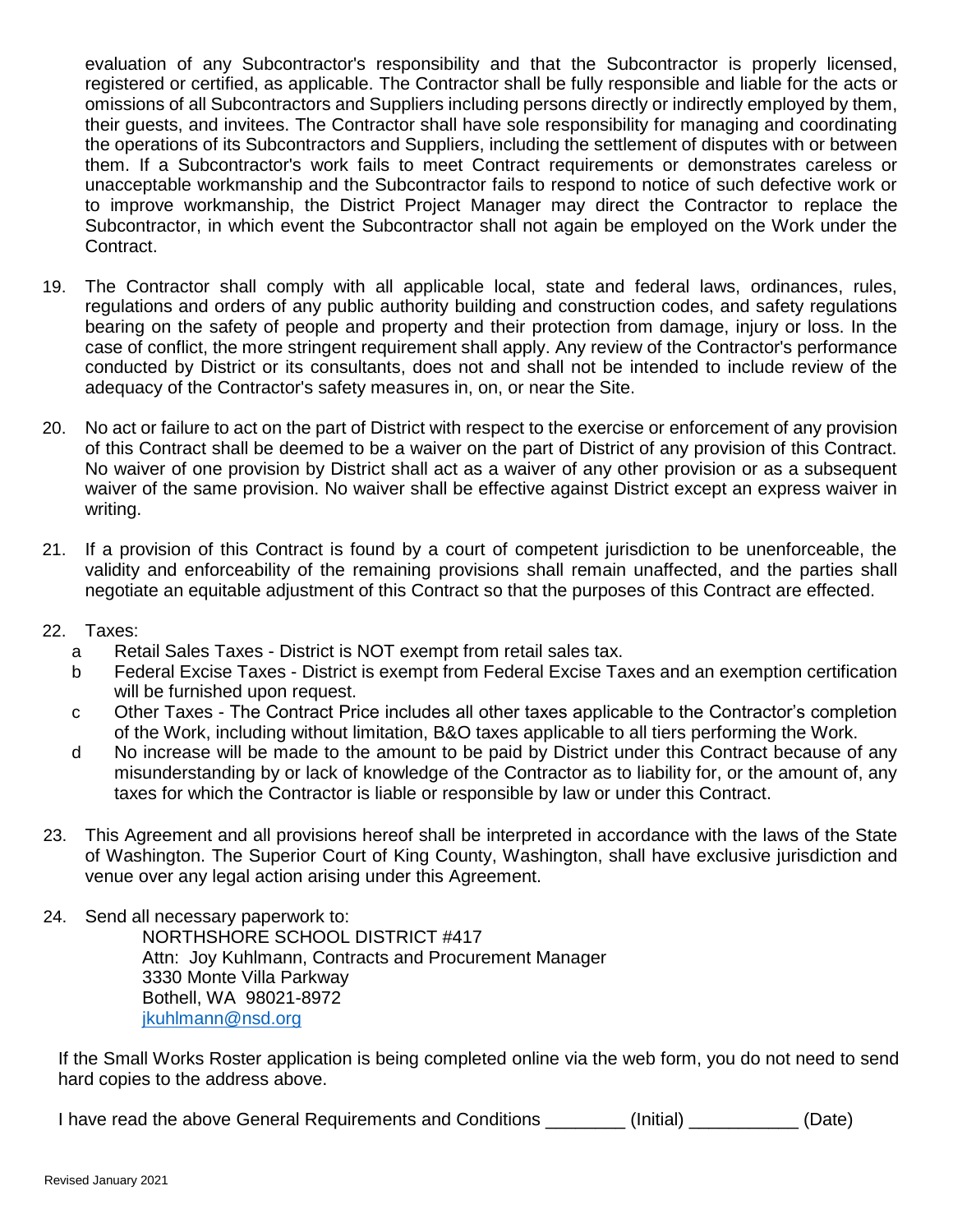evaluation of any Subcontractor's responsibility and that the Subcontractor is properly licensed, registered or certified, as applicable. The Contractor shall be fully responsible and liable for the acts or omissions of all Subcontractors and Suppliers including persons directly or indirectly employed by them, their guests, and invitees. The Contractor shall have sole responsibility for managing and coordinating the operations of its Subcontractors and Suppliers, including the settlement of disputes with or between them. If a Subcontractor's work fails to meet Contract requirements or demonstrates careless or unacceptable workmanship and the Subcontractor fails to respond to notice of such defective work or to improve workmanship, the District Project Manager may direct the Contractor to replace the Subcontractor, in which event the Subcontractor shall not again be employed on the Work under the Contract.

19. The Contractor shall comply with all applicable local, state and federal laws, ordinances, rules, regulations and orders of any public authority building and construction codes, and safety regulations bearing on the safety of people and property and their protection from damage, injury or loss. In the case of conflict, the more stringent requirement shall apply. Any review of the Contractor's performance conducted by District or its consultants, does not and shall not be intended to include review of the adequacy of the Contractor's safety measures in, on, or near the Site.

20. No act or failure to act on the part of District with respect to the exercise or enforcement of any provision of this Contract shall be deemed to be a waiver on the part of District of any provision of this Contract. No waiver of one provision by District shall act as a waiver of any other provision or as a subsequent waiver of the same provision. No waiver shall be effective against District except an express waiver in writing.

21. If a provision of this Contract is found by a court of competent jurisdiction to be unenforceable, the validity and enforceability of the remaining provisions shall remain unaffected, and the parties shall negotiate an equitable adjustment of this Contract so that the purposes of this Contract are effected.

22. Taxes:
    a. Retail Sales Taxes - District is NOT exempt from retail sales tax.
    b. Federal Excise Taxes - District is exempt from Federal Excise Taxes and an exemption certification will be furnished upon request.
    c. Other Taxes - The Contract Price includes all other taxes applicable to the Contractor's completion of the Work, including without limitation, B&O taxes applicable to all tiers performing the Work.
    d. No increase will be made to the amount to be paid by District under this Contract because of any misunderstanding by or lack of knowledge of the Contractor as to liability for, or the amount of, any taxes for which the Contractor is liable or responsible by law or under this Contract.

23. This Agreement and all provisions hereof shall be interpreted in accordance with the laws of the State of Washington. The Superior Court of King County, Washington, shall have exclusive jurisdiction and venue over any legal action arising under this Agreement.

24. Send all necessary paperwork to:

    NORTHSHORE SCHOOL DISTRICT #417
    Attn: Joy Kuhlmann, Contracts and Procurement Manager
    3330 Monte Villa Parkway
    Bothell, WA 98021-8972
    jkuhlmann@nsd.org

If the Small Works Roster application is being completed online via the web form, you do not need to send hard copies to the address above.

I have read the above General Requirements and Conditions ________ (Initial) ___________ (Date)

Revised January 2021